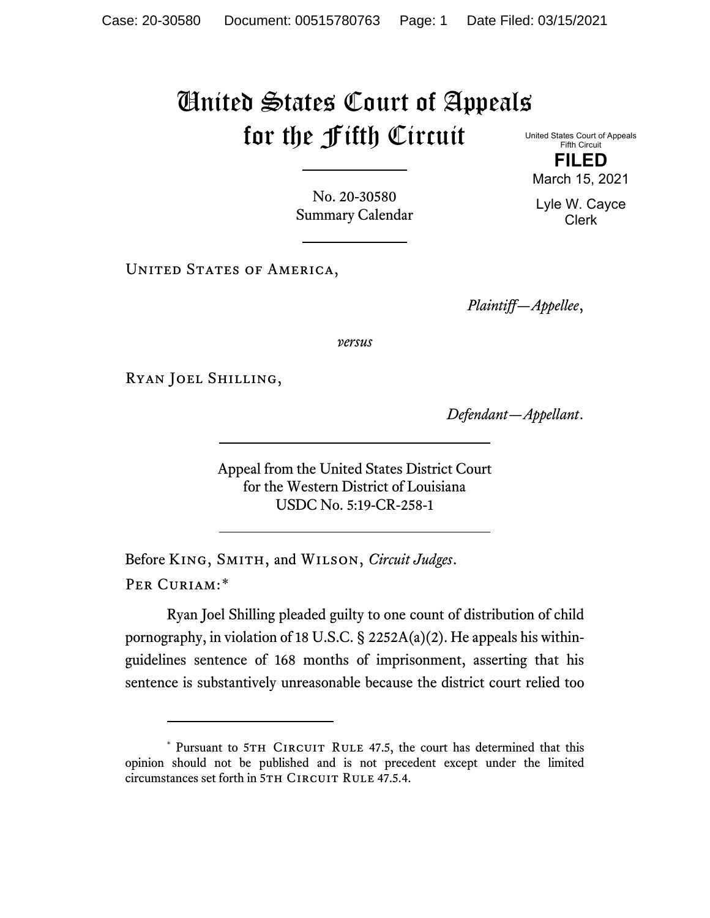# United States Court of Appeals for the Fifth Circuit

United States Court of Appeals
Fifth Circuit

**FILED**

March 15, 2021

Lyle W. Cayce
Clerk

No. 20-30580
Summary Calendar

United States of America,

*Plaintiff—Appellee*,

*versus*

Ryan Joel Shilling,

*Defendant—Appellant*.

Appeal from the United States District Court
for the Western District of Louisiana
USDC No. 5:19-CR-258-1

Before King, Smith, and Wilson, *Circuit Judges*.

Per Curiam:*

Ryan Joel Shilling pleaded guilty to one count of distribution of child pornography, in violation of 18 U.S.C. § 2252A(a)(2). He appeals his within-guidelines sentence of 168 months of imprisonment, asserting that his sentence is substantively unreasonable because the district court relied too

---

\* Pursuant to 5th Circuit Rule 47.5, the court has determined that this opinion should not be published and is not precedent except under the limited circumstances set forth in 5th Circuit Rule 47.5.4.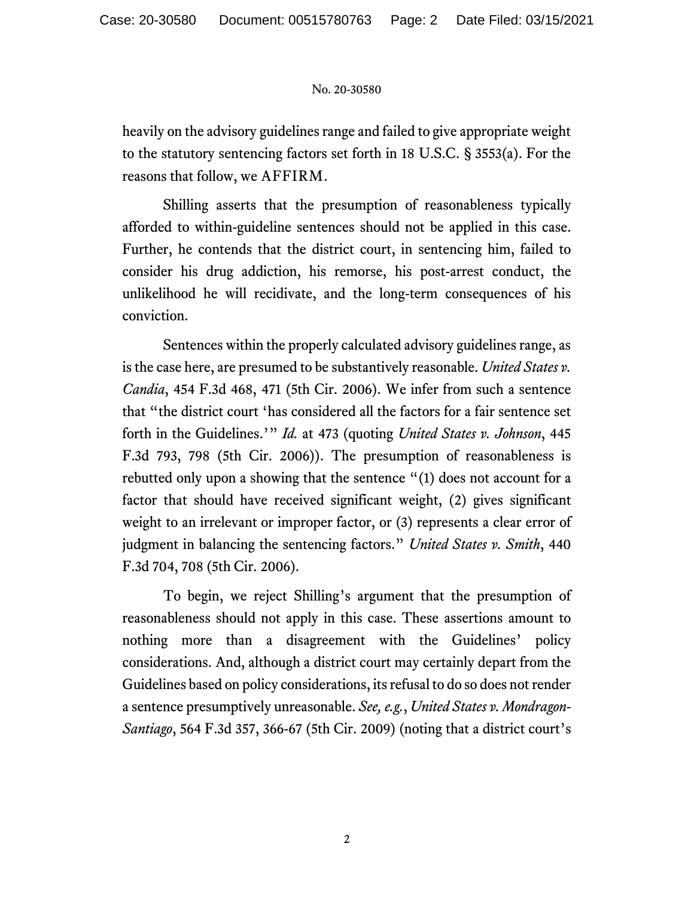heavily on the advisory guidelines range and failed to give appropriate weight to the statutory sentencing factors set forth in 18 U.S.C. § 3553(a). For the reasons that follow, we AFFIRM.

Shilling asserts that the presumption of reasonableness typically afforded to within-guideline sentences should not be applied in this case. Further, he contends that the district court, in sentencing him, failed to consider his drug addiction, his remorse, his post-arrest conduct, the unlikelihood he will recidivate, and the long-term consequences of his conviction.

Sentences within the properly calculated advisory guidelines range, as is the case here, are presumed to be substantively reasonable. *United States v. Candia*, 454 F.3d 468, 471 (5th Cir. 2006). We infer from such a sentence that "the district court 'has considered all the factors for a fair sentence set forth in the Guidelines.'" *Id.* at 473 (quoting *United States v. Johnson*, 445 F.3d 793, 798 (5th Cir. 2006)). The presumption of reasonableness is rebutted only upon a showing that the sentence "(1) does not account for a factor that should have received significant weight, (2) gives significant weight to an irrelevant or improper factor, or (3) represents a clear error of judgment in balancing the sentencing factors." *United States v. Smith*, 440 F.3d 704, 708 (5th Cir. 2006).

To begin, we reject Shilling's argument that the presumption of reasonableness should not apply in this case. These assertions amount to nothing more than a disagreement with the Guidelines' policy considerations. And, although a district court may certainly depart from the Guidelines based on policy considerations, its refusal to do so does not render a sentence presumptively unreasonable. *See, e.g.*, *United States v. Mondragon-Santiago*, 564 F.3d 357, 366-67 (5th Cir. 2009) (noting that a district court's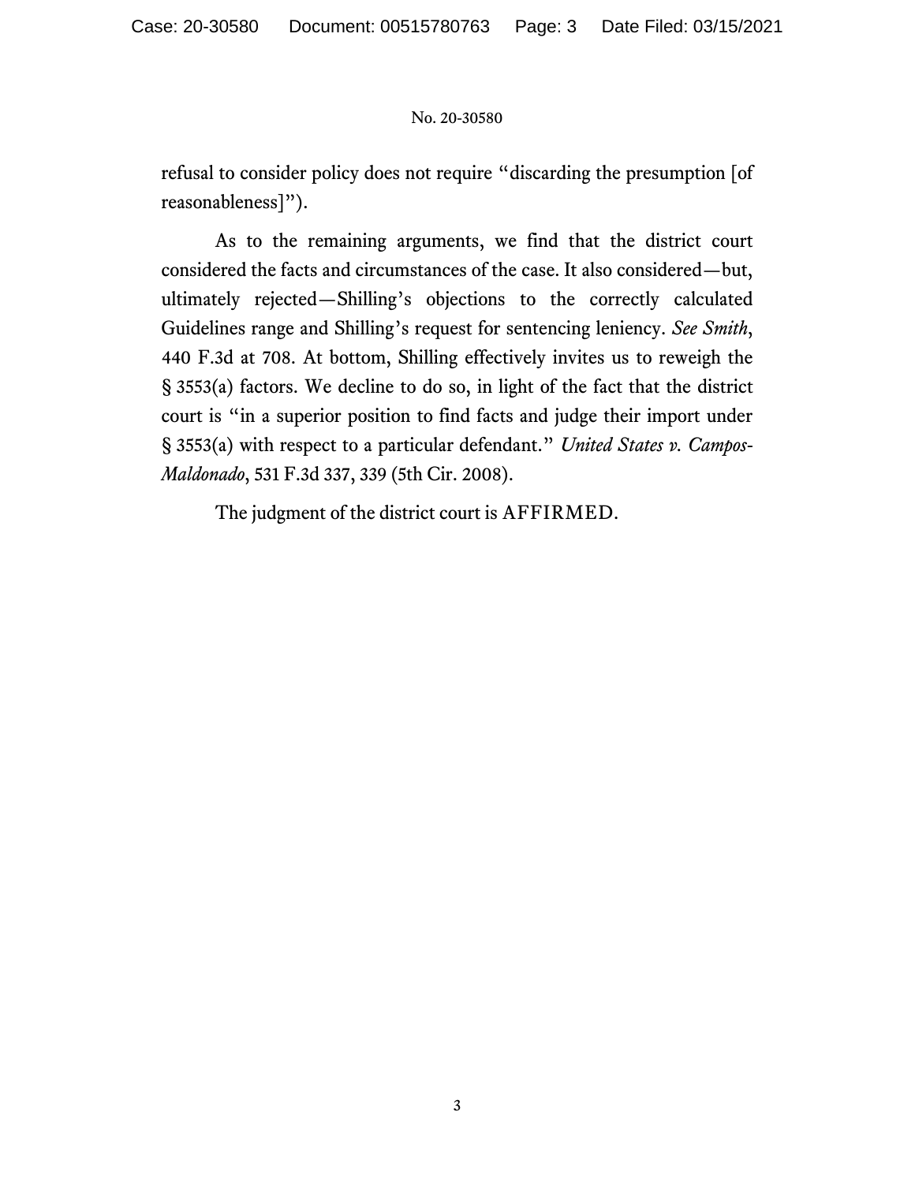refusal to consider policy does not require "discarding the presumption [of reasonableness]").

As to the remaining arguments, we find that the district court considered the facts and circumstances of the case. It also considered—but, ultimately rejected—Shilling's objections to the correctly calculated Guidelines range and Shilling's request for sentencing leniency. *See Smith*, 440 F.3d at 708. At bottom, Shilling effectively invites us to reweigh the § 3553(a) factors. We decline to do so, in light of the fact that the district court is "in a superior position to find facts and judge their import under § 3553(a) with respect to a particular defendant." *United States v. Campos-Maldonado*, 531 F.3d 337, 339 (5th Cir. 2008).

The judgment of the district court is AFFIRMED.